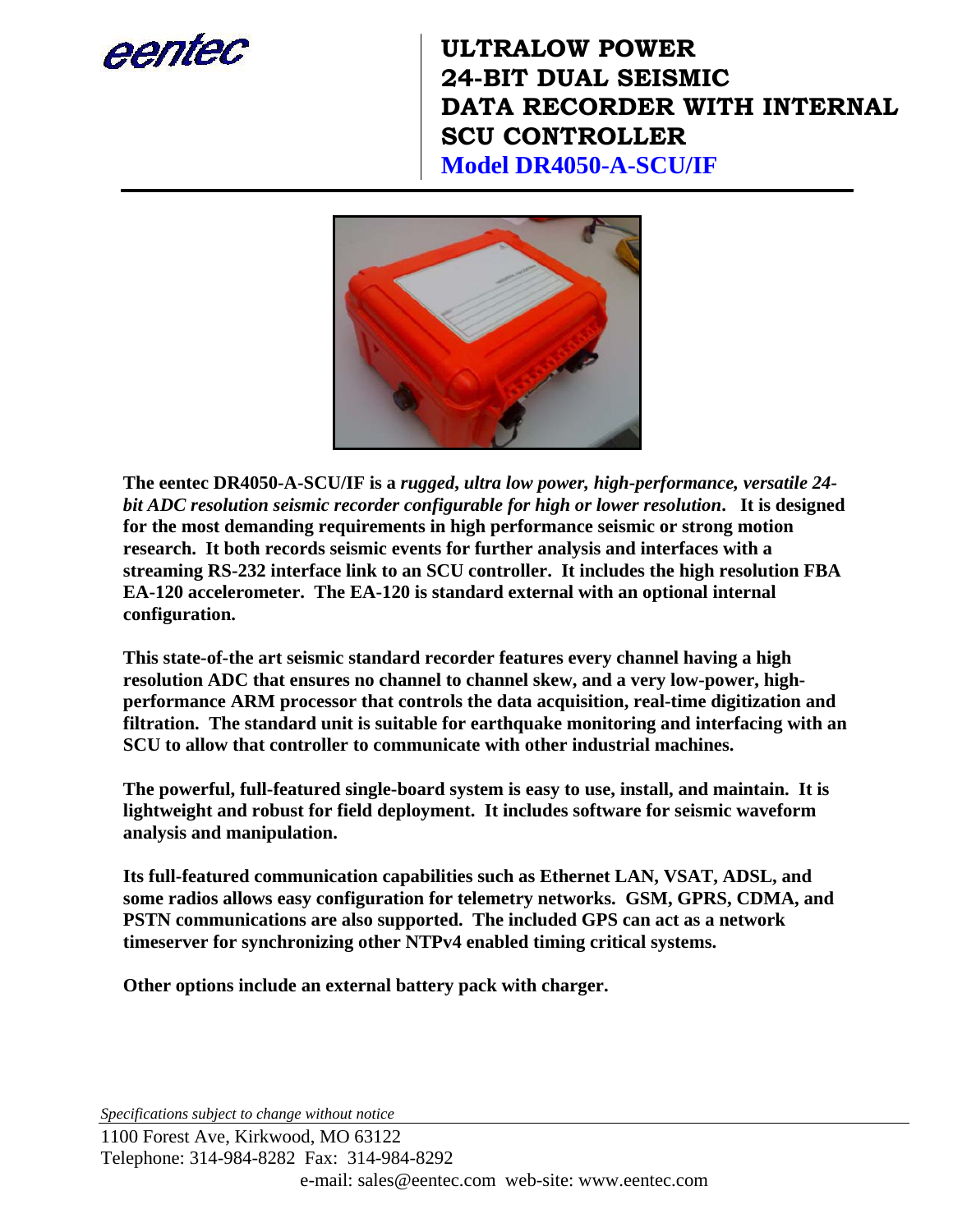eentec

# ULTRALOW POWER 24-BIT DUAL SEISMIC DATA RECORDER WITH INTERNAL SCU CONTROLLER

## Model DR4050-A-SCU/IF

**The eentec DR4050-A-SCU/IF is a *rugged, ultra low power, high-performance, versatile 24-bit ADC resolution seismic recorder configurable for high or lower resolution*. It is designed for the most demanding requirements in high performance seismic or strong motion research. It both records seismic events for further analysis and interfaces with a streaming RS-232 interface link to an SCU controller. It includes the high resolution FBA EA-120 accelerometer. The EA-120 is standard external with an optional internal configuration.**

**This state-of-the art seismic standard recorder features every channel having a high resolution ADC that ensures no channel to channel skew, and a very low-power, high-performance ARM processor that controls the data acquisition, real-time digitization and filtration. The standard unit is suitable for earthquake monitoring and interfacing with an SCU to allow that controller to communicate with other industrial machines.**

**The powerful, full-featured single-board system is easy to use, install, and maintain. It is lightweight and robust for field deployment. It includes software for seismic waveform analysis and manipulation.**

**Its full-featured communication capabilities such as Ethernet LAN, VSAT, ADSL, and some radios allows easy configuration for telemetry networks. GSM, GPRS, CDMA, and PSTN communications are also supported. The included GPS can act as a network timeserver for synchronizing other NTPv4 enabled timing critical systems.**

**Other options include an external battery pack with charger.**

*Specifications subject to change without notice*

1100 Forest Ave, Kirkwood, MO 63122
Telephone: 314-984-8282 Fax: 314-984-8292
e-mail: sales@eentec.com web-site: www.eentec.com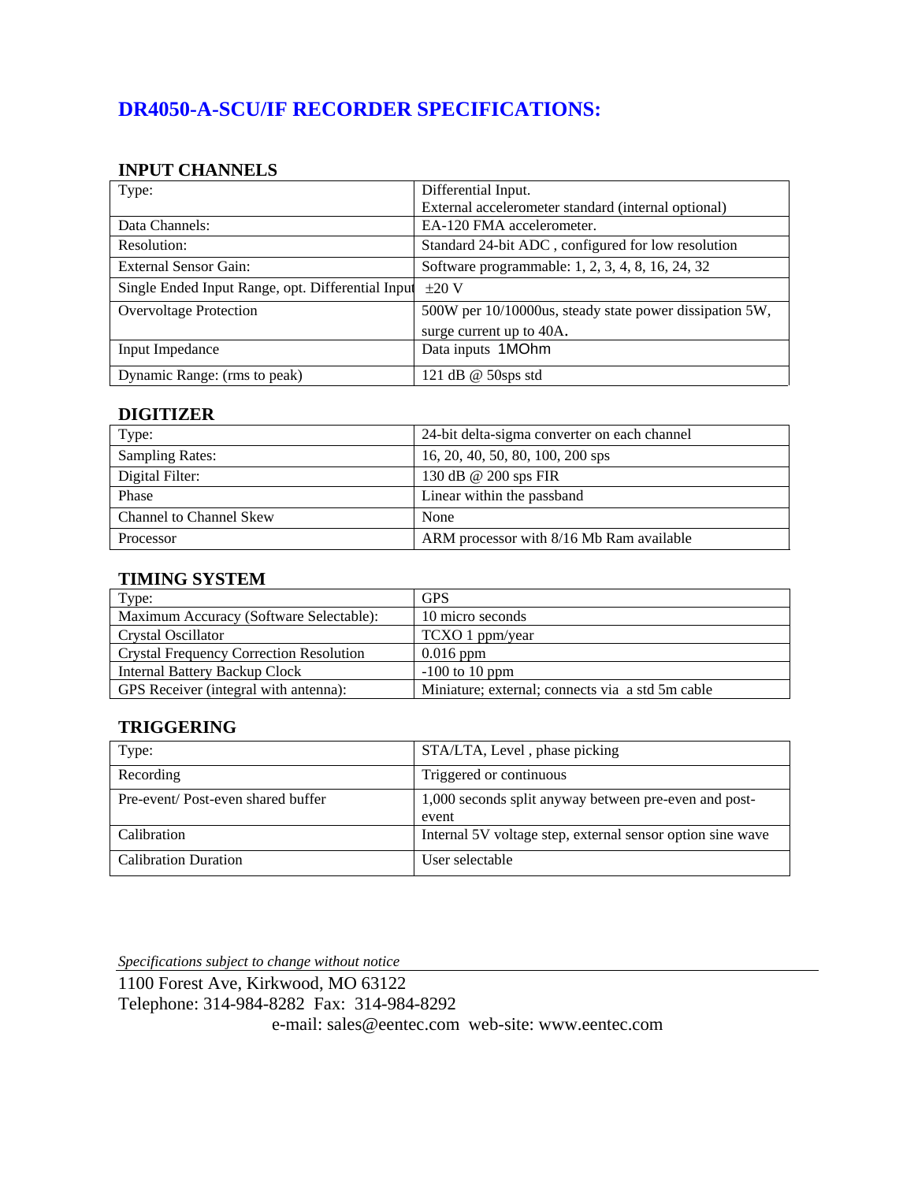# DR4050-A-SCU/IF RECORDER SPECIFICATIONS:

## INPUT CHANNELS

| | |
|---|---|
| Type: | Differential Input.<br>External accelerometer standard (internal optional) |
| Data Channels: | EA-120 FMA accelerometer. |
| Resolution: | Standard 24-bit ADC , configured for low resolution |
| External Sensor Gain: | Software programmable: 1, 2, 3, 4, 8, 16, 24, 32 |
| Single Ended Input Range, opt. Differential Input | ±20 V |
| Overvoltage Protection | 500W per 10/10000us, steady state power dissipation 5W, surge current up to 40A. |
| Input Impedance | Data inputs 1MOhm |
| Dynamic Range: (rms to peak) | 121 dB @ 50sps std |

## DIGITIZER

| | |
|---|---|
| Type: | 24-bit delta-sigma converter on each channel |
| Sampling Rates: | 16, 20, 40, 50, 80, 100, 200 sps |
| Digital Filter: | 130 dB @ 200 sps FIR |
| Phase | Linear within the passband |
| Channel to Channel Skew | None |
| Processor | ARM processor with 8/16 Mb Ram available |

## TIMING SYSTEM

| | |
|---|---|
| Type: | GPS |
| Maximum Accuracy (Software Selectable): | 10 micro seconds |
| Crystal Oscillator | TCXO 1 ppm/year |
| Crystal Frequency Correction Resolution | 0.016 ppm |
| Internal Battery Backup Clock | -100 to 10 ppm |
| GPS Receiver (integral with antenna): | Miniature; external; connects via a std 5m cable |

## TRIGGERING

| | |
|---|---|
| Type: | STA/LTA, Level , phase picking |
| Recording | Triggered or continuous |
| Pre-event/ Post-even shared buffer | 1,000 seconds split anyway between pre-even and post-event |
| Calibration | Internal 5V voltage step, external sensor option sine wave |
| Calibration Duration | User selectable |

*Specifications subject to change without notice*

1100 Forest Ave, Kirkwood, MO 63122
Telephone: 314-984-8282 Fax: 314-984-8292
e-mail: sales@eentec.com web-site: www.eentec.com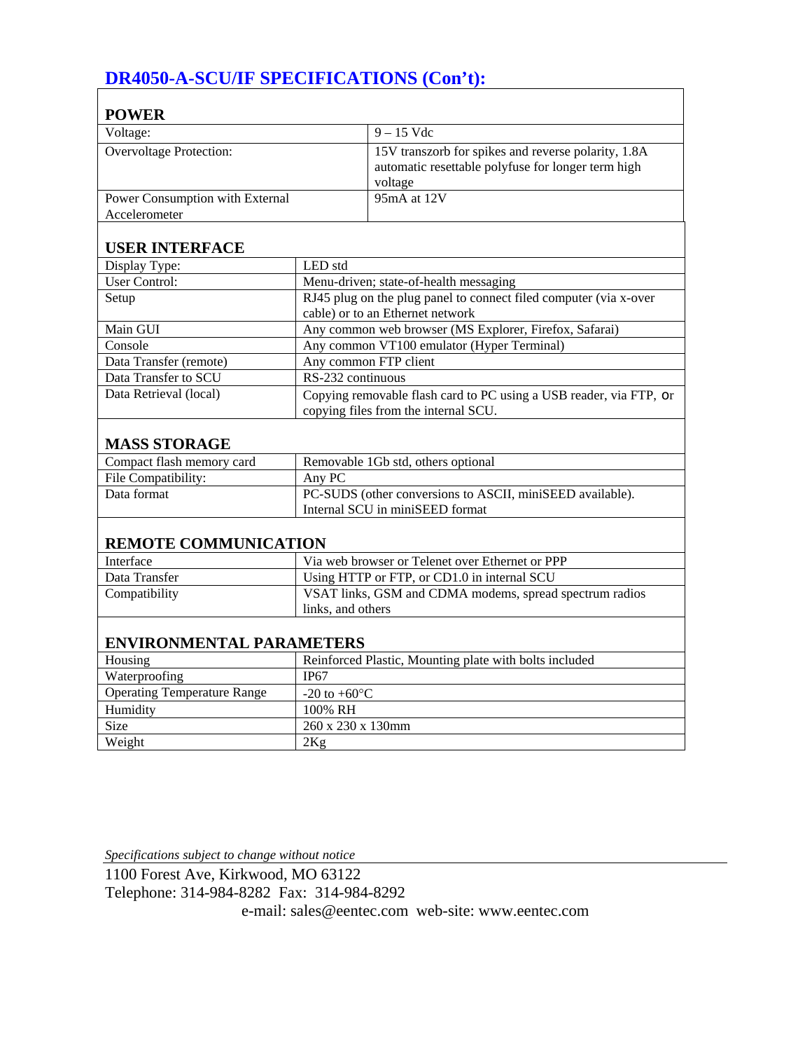# DR4050-A-SCU/IF SPECIFICATIONS (Con't):

### POWER

| | |
|---|---|
| Voltage: | 9 – 15 Vdc |
| Overvoltage Protection: | 15V transzorb for spikes and reverse polarity, 1.8A automatic resettable polyfuse for longer term high voltage |
| Power Consumption with External Accelerometer | 95mA at 12V |

### USER INTERFACE

| | |
|---|---|
| Display Type: | LED std |
| User Control: | Menu-driven; state-of-health messaging |
| Setup | RJ45 plug on the plug panel to connect filed computer (via x-over cable) or to an Ethernet network |
| Main GUI | Any common web browser (MS Explorer, Firefox, Safarai) |
| Console | Any common VT100 emulator (Hyper Terminal) |
| Data Transfer (remote) | Any common FTP client |
| Data Transfer to SCU | RS-232 continuous |
| Data Retrieval (local) | Copying removable flash card to PC using a USB reader, via FTP, or copying files from the internal SCU. |

### MASS STORAGE

| | |
|---|---|
| Compact flash memory card | Removable 1Gb std, others optional |
| File Compatibility: | Any PC |
| Data format | PC-SUDS (other conversions to ASCII, miniSEED available). Internal SCU in miniSEED format |

### REMOTE COMMUNICATION

| | |
|---|---|
| Interface | Via web browser or Telenet over Ethernet or PPP |
| Data Transfer | Using HTTP or FTP, or CD1.0 in internal SCU |
| Compatibility | VSAT links, GSM and CDMA modems, spread spectrum radios links, and others |

### ENVIRONMENTAL PARAMETERS

| | |
|---|---|
| Housing | Reinforced Plastic, Mounting plate with bolts included |
| Waterproofing | IP67 |
| Operating Temperature Range | -20 to +60°C |
| Humidity | 100% RH |
| Size | 260 x 230 x 130mm |
| Weight | 2Kg |

*Specifications subject to change without notice*

1100 Forest Ave, Kirkwood, MO 63122
Telephone: 314-984-8282 Fax: 314-984-8292
e-mail: sales@eentec.com web-site: www.eentec.com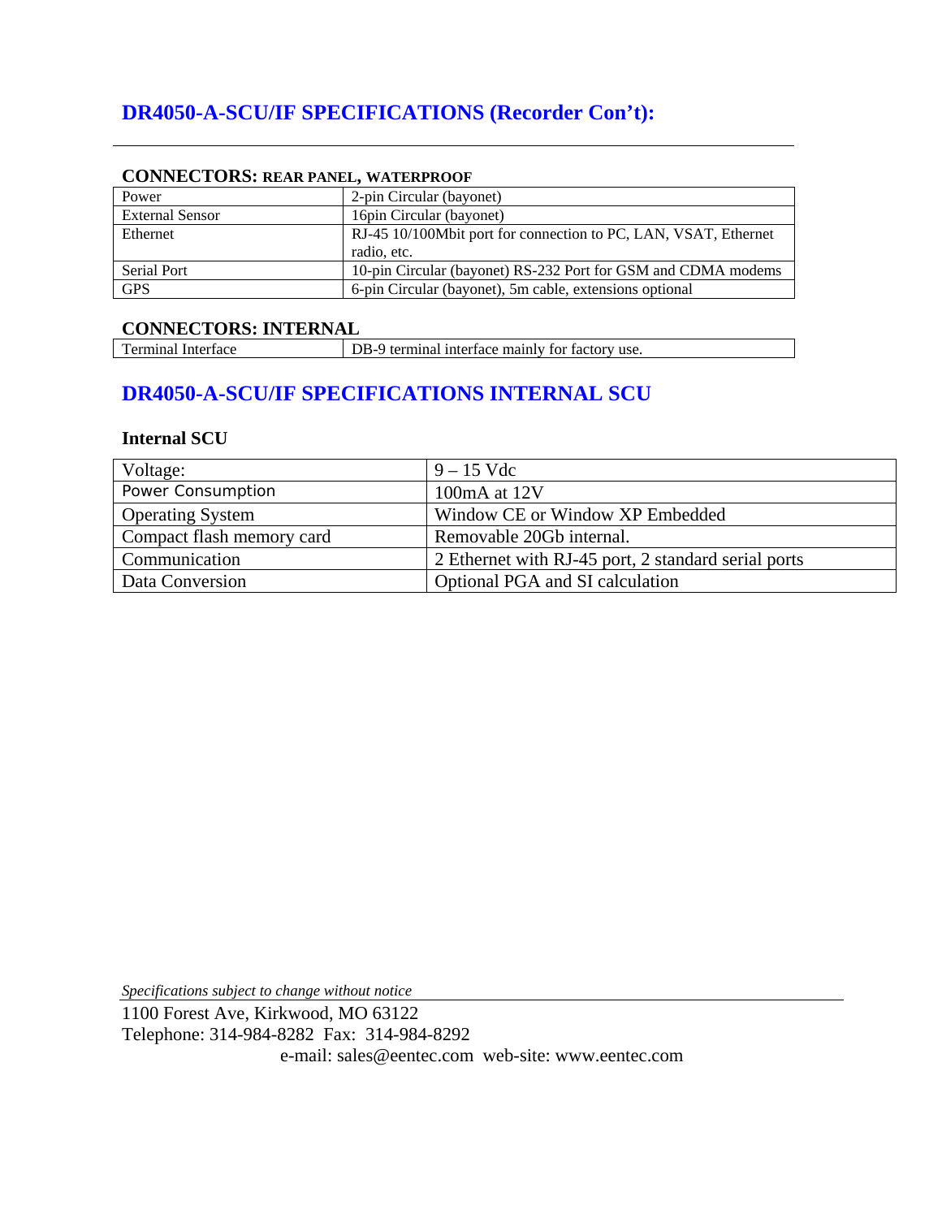## DR4050-A-SCU/IF SPECIFICATIONS (Recorder Con't):

### CONNECTORS: REAR PANEL, WATERPROOF

| | |
|---|---|
| Power | 2-pin Circular (bayonet) |
| External Sensor | 16pin Circular (bayonet) |
| Ethernet | RJ-45 10/100Mbit port for connection to PC, LAN, VSAT, Ethernet radio, etc. |
| Serial Port | 10-pin Circular (bayonet) RS-232 Port for GSM and CDMA modems |
| GPS | 6-pin Circular (bayonet), 5m cable, extensions optional |

### CONNECTORS: INTERNAL

| | |
|---|---|
| Terminal Interface | DB-9 terminal interface mainly for factory use. |

## DR4050-A-SCU/IF SPECIFICATIONS INTERNAL SCU

### Internal SCU

| | |
|---|---|
| Voltage: | 9 – 15 Vdc |
| Power Consumption | 100mA at 12V |
| Operating System | Window CE or Window XP Embedded |
| Compact flash memory card | Removable 20Gb internal. |
| Communication | 2 Ethernet with RJ-45 port, 2 standard serial ports |
| Data Conversion | Optional PGA and SI calculation |

*Specifications subject to change without notice*

1100 Forest Ave, Kirkwood, MO 63122
Telephone: 314-984-8282 Fax: 314-984-8292
e-mail: sales@eentec.com web-site: www.eentec.com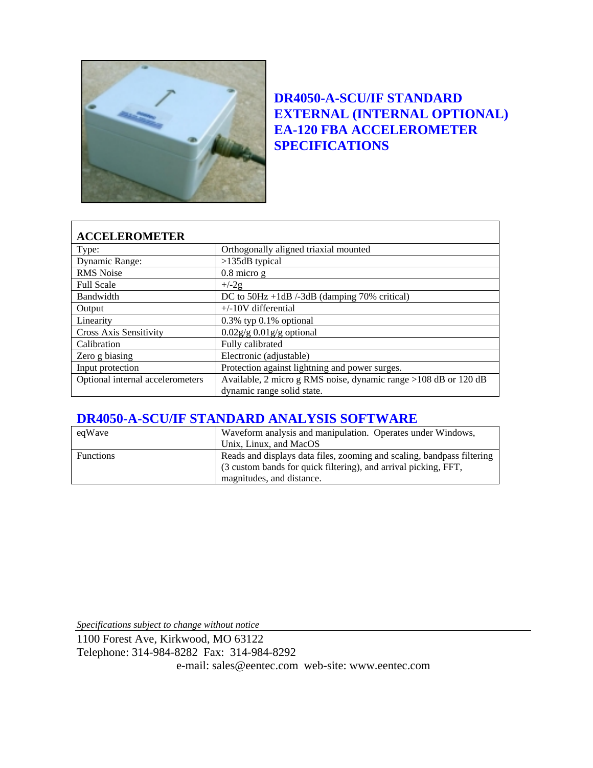## DR4050-A-SCU/IF STANDARD EXTERNAL (INTERNAL OPTIONAL) EA-120 FBA ACCELEROMETER SPECIFICATIONS

| ACCELEROMETER | |
|---|---|
| Type: | Orthogonally aligned triaxial mounted |
| Dynamic Range: | >135dB typical |
| RMS Noise | 0.8 micro g |
| Full Scale | +/-2g |
| Bandwidth | DC to 50Hz +1dB /-3dB (damping 70% critical) |
| Output | +/-10V differential |
| Linearity | 0.3% typ 0.1% optional |
| Cross Axis Sensitivity | 0.02g/g 0.01g/g optional |
| Calibration | Fully calibrated |
| Zero g biasing | Electronic (adjustable) |
| Input protection | Protection against lightning and power surges. |
| Optional internal accelerometers | Available, 2 micro g RMS noise, dynamic range >108 dB or 120 dB dynamic range solid state. |

## DR4050-A-SCU/IF STANDARD ANALYSIS SOFTWARE

| | |
|---|---|
| eqWave | Waveform analysis and manipulation. Operates under Windows, Unix, Linux, and MacOS |
| Functions | Reads and displays data files, zooming and scaling, bandpass filtering (3 custom bands for quick filtering), and arrival picking, FFT, magnitudes, and distance. |

*Specifications subject to change without notice*

1100 Forest Ave, Kirkwood, MO 63122
Telephone: 314-984-8282 Fax: 314-984-8292
e-mail: sales@eentec.com web-site: www.eentec.com